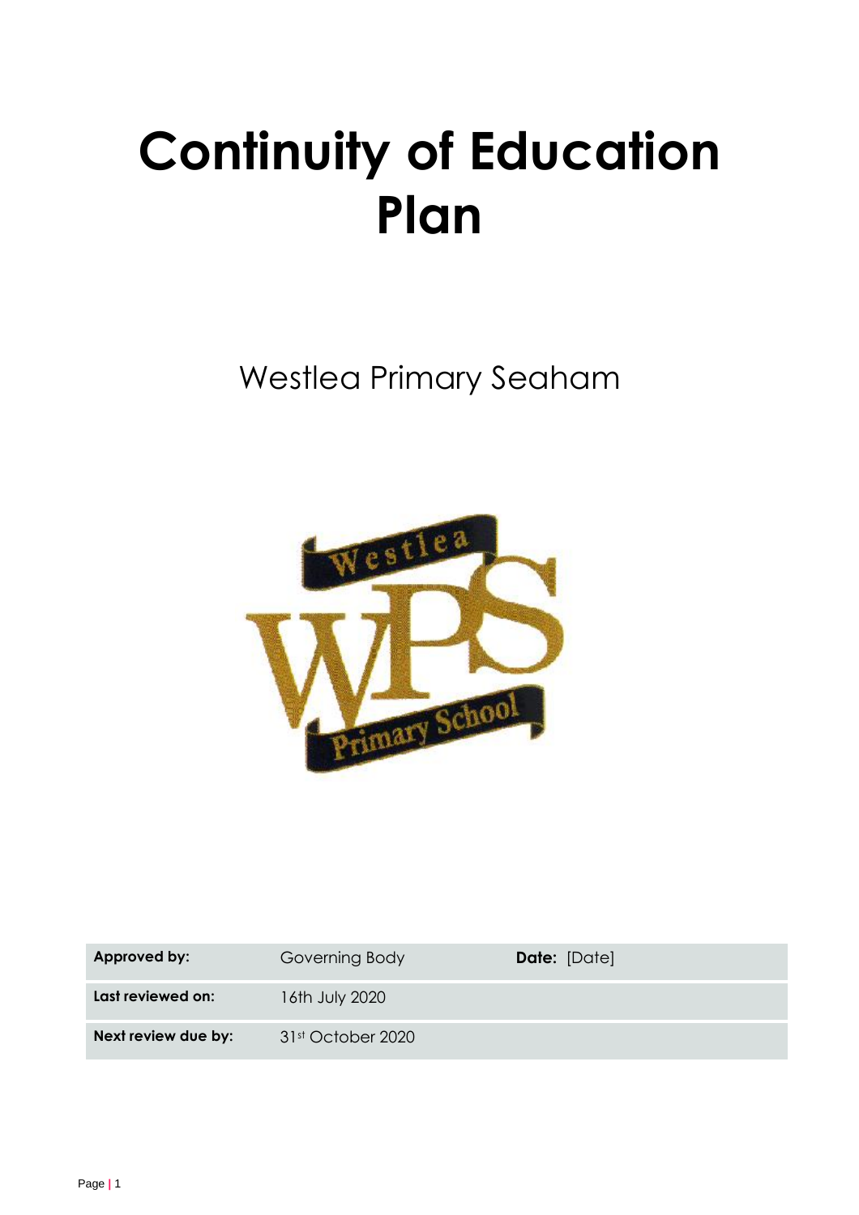# Continuity of Education Plan

Westlea Primary Seaham

| Approved by: | Governing Body | Date: [Date] |
|---|---|---|
| Last reviewed on: | 16th July 2020 | |
| Next review due by: | 31st October 2020 | |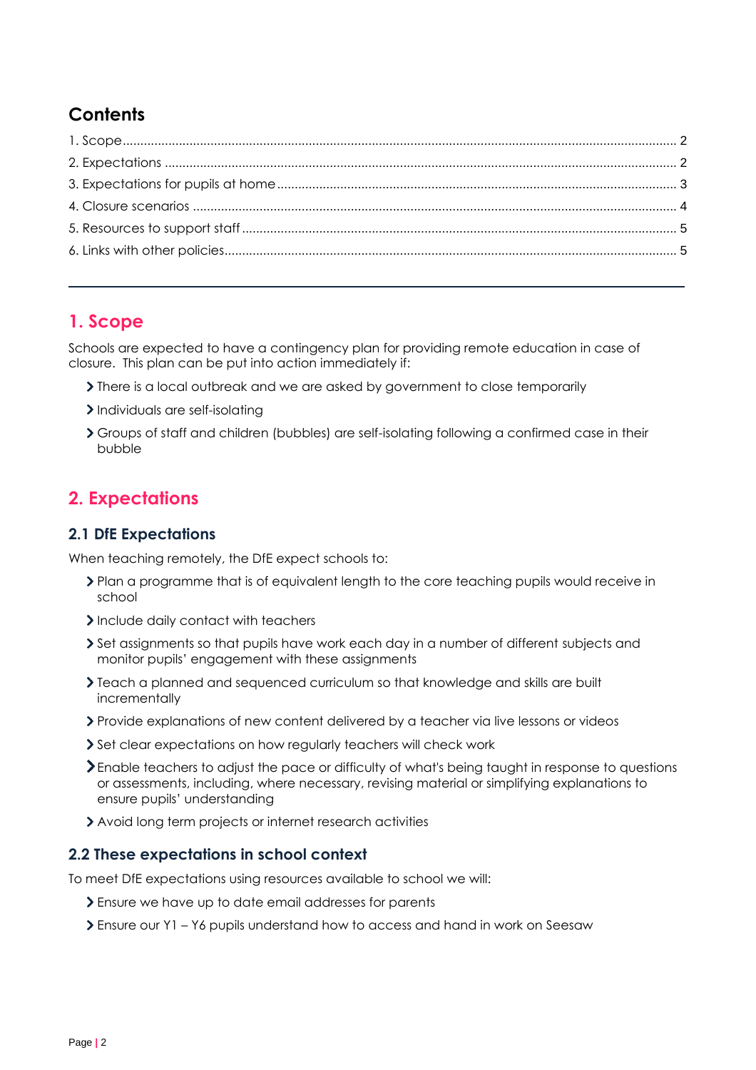## Contents

1. Scope .......... 2
2. Expectations .......... 2
3. Expectations for pupils at home .......... 3
4. Closure scenarios .......... 4
5. Resources to support staff .......... 5
6. Links with other policies .......... 5

---

## 1. Scope

Schools are expected to have a contingency plan for providing remote education in case of closure. This plan can be put into action immediately if:

- There is a local outbreak and we are asked by government to close temporarily
- Individuals are self-isolating
- Groups of staff and children (bubbles) are self-isolating following a confirmed case in their bubble

## 2. Expectations

### 2.1 DfE Expectations

When teaching remotely, the DfE expect schools to:

- Plan a programme that is of equivalent length to the core teaching pupils would receive in school
- Include daily contact with teachers
- Set assignments so that pupils have work each day in a number of different subjects and monitor pupils' engagement with these assignments
- Teach a planned and sequenced curriculum so that knowledge and skills are built incrementally
- Provide explanations of new content delivered by a teacher via live lessons or videos
- Set clear expectations on how regularly teachers will check work
- Enable teachers to adjust the pace or difficulty of what's being taught in response to questions or assessments, including, where necessary, revising material or simplifying explanations to ensure pupils' understanding
- Avoid long term projects or internet research activities

### 2.2 These expectations in school context

To meet DfE expectations using resources available to school we will:

- Ensure we have up to date email addresses for parents
- Ensure our Y1 – Y6 pupils understand how to access and hand in work on Seesaw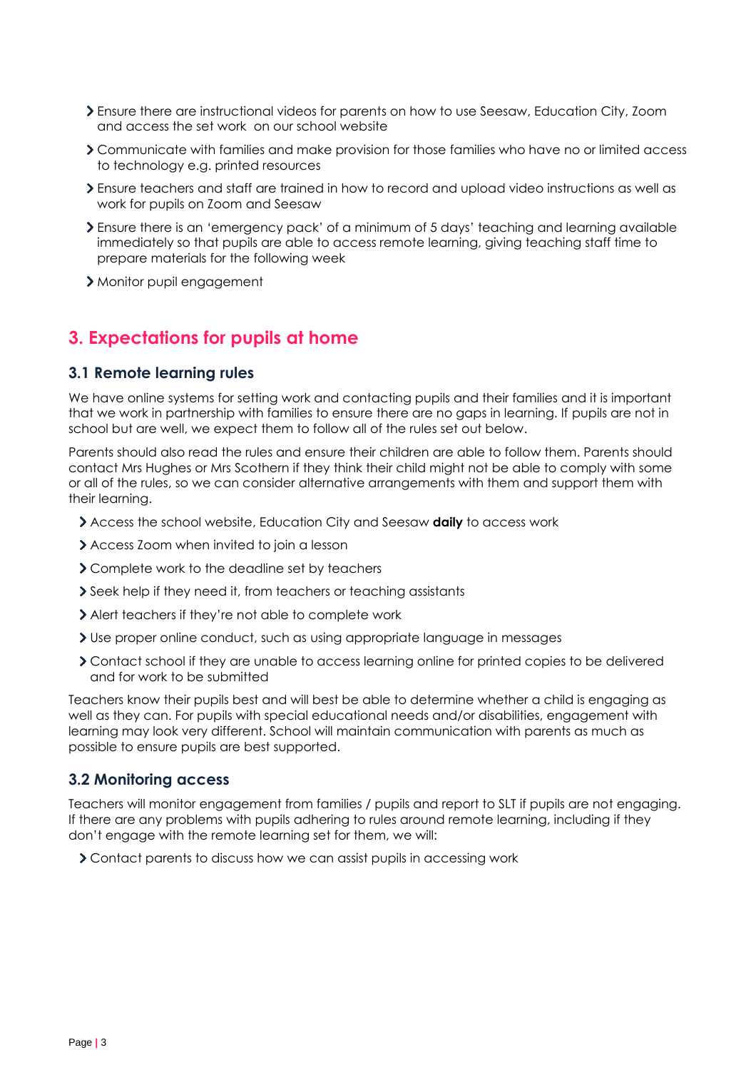- Ensure there are instructional videos for parents on how to use Seesaw, Education City, Zoom and access the set work on our school website
- Communicate with families and make provision for those families who have no or limited access to technology e.g. printed resources
- Ensure teachers and staff are trained in how to record and upload video instructions as well as work for pupils on Zoom and Seesaw
- Ensure there is an 'emergency pack' of a minimum of 5 days' teaching and learning available immediately so that pupils are able to access remote learning, giving teaching staff time to prepare materials for the following week
- Monitor pupil engagement

## 3. Expectations for pupils at home

### 3.1 Remote learning rules

We have online systems for setting work and contacting pupils and their families and it is important that we work in partnership with families to ensure there are no gaps in learning. If pupils are not in school but are well, we expect them to follow all of the rules set out below.

Parents should also read the rules and ensure their children are able to follow them. Parents should contact Mrs Hughes or Mrs Scothern if they think their child might not be able to comply with some or all of the rules, so we can consider alternative arrangements with them and support them with their learning.

- Access the school website, Education City and Seesaw **daily** to access work
- Access Zoom when invited to join a lesson
- Complete work to the deadline set by teachers
- Seek help if they need it, from teachers or teaching assistants
- Alert teachers if they're not able to complete work
- Use proper online conduct, such as using appropriate language in messages
- Contact school if they are unable to access learning online for printed copies to be delivered and for work to be submitted

Teachers know their pupils best and will best be able to determine whether a child is engaging as well as they can. For pupils with special educational needs and/or disabilities, engagement with learning may look very different. School will maintain communication with parents as much as possible to ensure pupils are best supported.

### 3.2 Monitoring access

Teachers will monitor engagement from families / pupils and report to SLT if pupils are not engaging. If there are any problems with pupils adhering to rules around remote learning, including if they don't engage with the remote learning set for them, we will:

- Contact parents to discuss how we can assist pupils in accessing work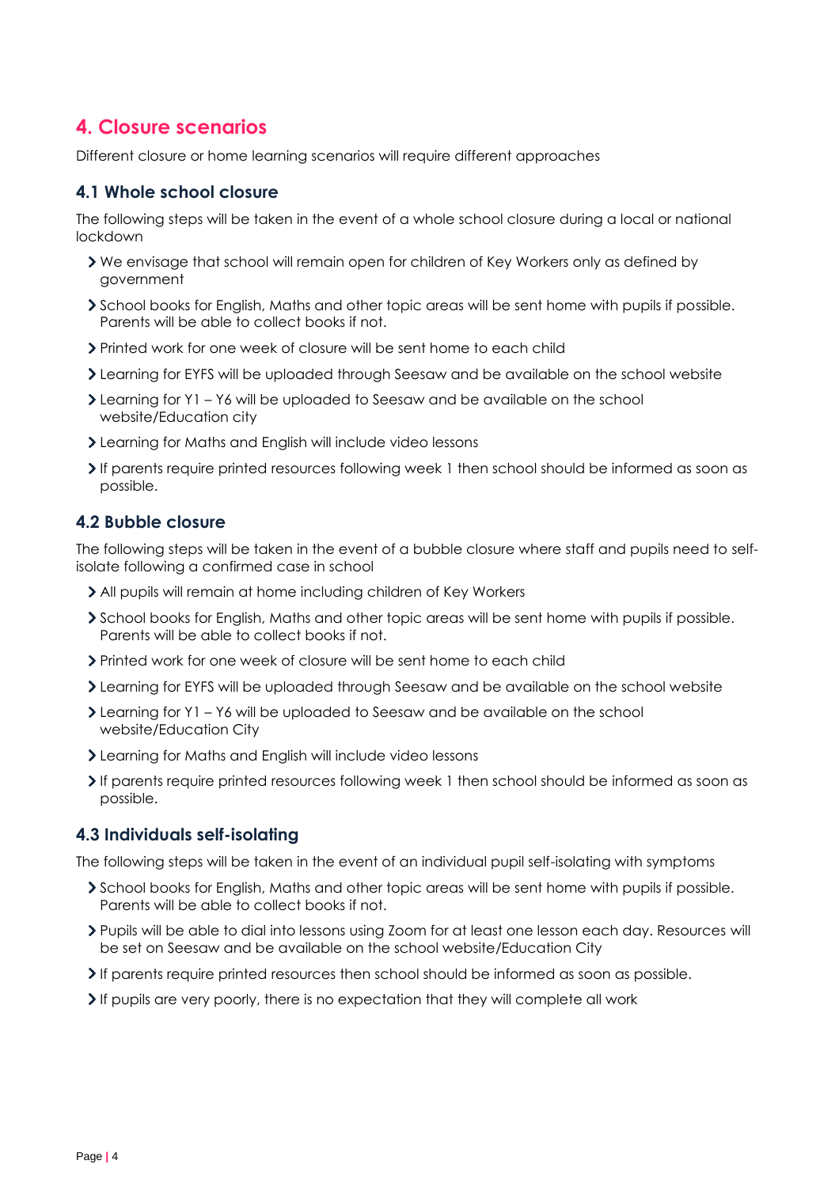## 4. Closure scenarios

Different closure or home learning scenarios will require different approaches

### 4.1 Whole school closure

The following steps will be taken in the event of a whole school closure during a local or national lockdown

- We envisage that school will remain open for children of Key Workers only as defined by government
- School books for English, Maths and other topic areas will be sent home with pupils if possible. Parents will be able to collect books if not.
- Printed work for one week of closure will be sent home to each child
- Learning for EYFS will be uploaded through Seesaw and be available on the school website
- Learning for Y1 – Y6 will be uploaded to Seesaw and be available on the school website/Education city
- Learning for Maths and English will include video lessons
- If parents require printed resources following week 1 then school should be informed as soon as possible.

### 4.2 Bubble closure

The following steps will be taken in the event of a bubble closure where staff and pupils need to self-isolate following a confirmed case in school

- All pupils will remain at home including children of Key Workers
- School books for English, Maths and other topic areas will be sent home with pupils if possible. Parents will be able to collect books if not.
- Printed work for one week of closure will be sent home to each child
- Learning for EYFS will be uploaded through Seesaw and be available on the school website
- Learning for Y1 – Y6 will be uploaded to Seesaw and be available on the school website/Education City
- Learning for Maths and English will include video lessons
- If parents require printed resources following week 1 then school should be informed as soon as possible.

### 4.3 Individuals self-isolating

The following steps will be taken in the event of an individual pupil self-isolating with symptoms

- School books for English, Maths and other topic areas will be sent home with pupils if possible. Parents will be able to collect books if not.
- Pupils will be able to dial into lessons using Zoom for at least one lesson each day. Resources will be set on Seesaw and be available on the school website/Education City
- If parents require printed resources then school should be informed as soon as possible.
- If pupils are very poorly, there is no expectation that they will complete all work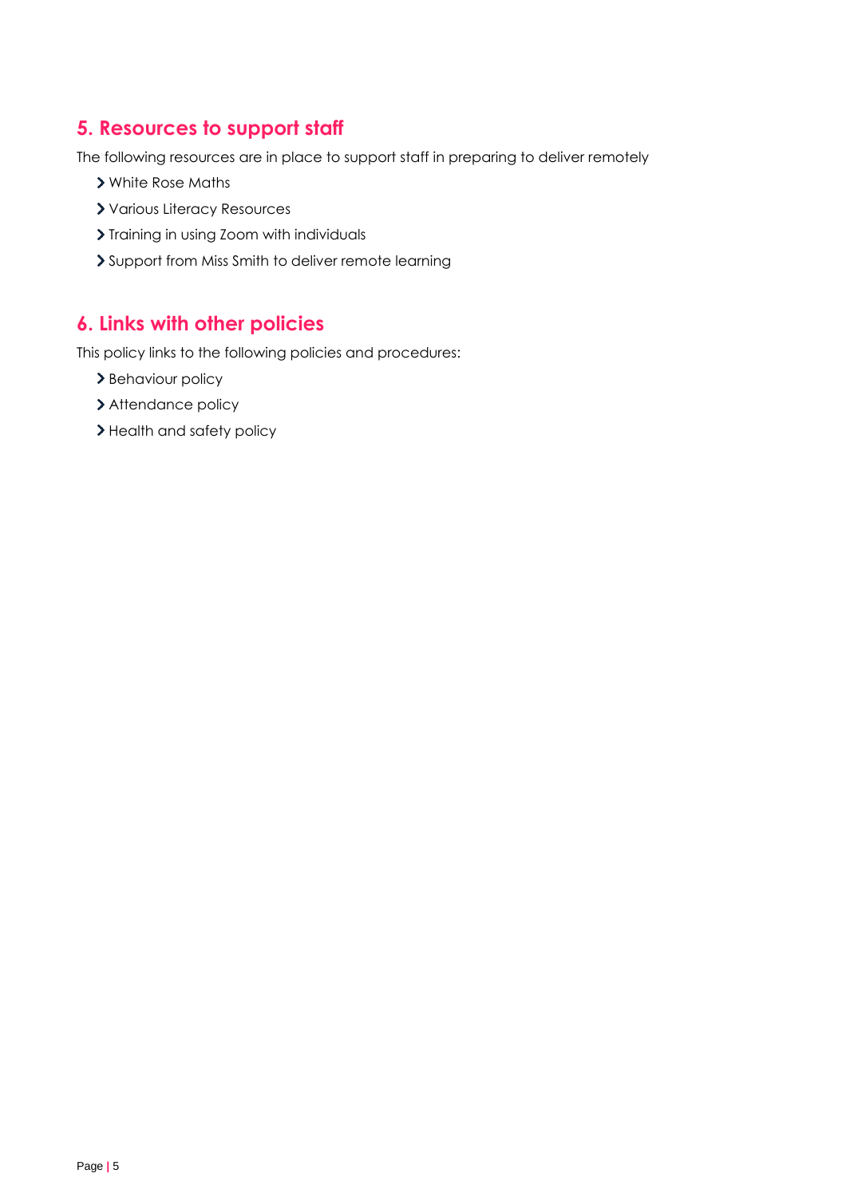## 5. Resources to support staff

The following resources are in place to support staff in preparing to deliver remotely

- White Rose Maths
- Various Literacy Resources
- Training in using Zoom with individuals
- Support from Miss Smith to deliver remote learning

## 6. Links with other policies

This policy links to the following policies and procedures:

- Behaviour policy
- Attendance policy
- Health and safety policy